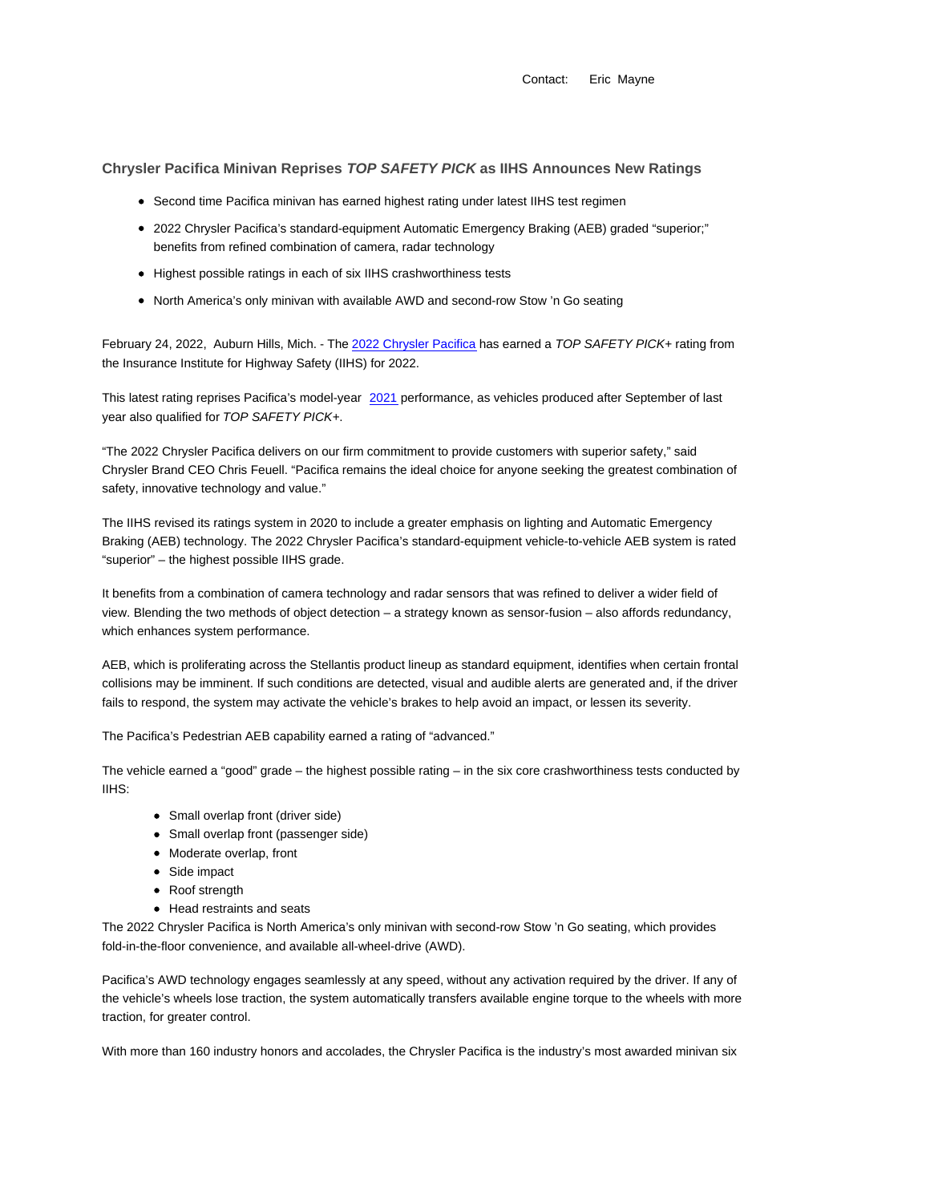Contact: Eric Mayne

## Chrysler Pacifica Minivan Reprises *TOP SAFETY PICK* as IIHS Announces New Ratings

- Second time Pacifica minivan has earned highest rating under latest IIHS test regimen
- 2022 Chrysler Pacifica's standard-equipment Automatic Emergency Braking (AEB) graded "superior;" benefits from refined combination of camera, radar technology
- Highest possible ratings in each of six IIHS crashworthiness tests
- North America's only minivan with available AWD and second-row Stow 'n Go seating

February 24, 2022, Auburn Hills, Mich. - The 2022 Chrysler Pacifica has earned a *TOP SAFETY PICK+* rating from the Insurance Institute for Highway Safety (IIHS) for 2022.

This latest rating reprises Pacifica's model-year 2021 performance, as vehicles produced after September of last year also qualified for *TOP SAFETY PICK+*.

"The 2022 Chrysler Pacifica delivers on our firm commitment to provide customers with superior safety," said Chrysler Brand CEO Chris Feuell. "Pacifica remains the ideal choice for anyone seeking the greatest combination of safety, innovative technology and value."

The IIHS revised its ratings system in 2020 to include a greater emphasis on lighting and Automatic Emergency Braking (AEB) technology. The 2022 Chrysler Pacifica's standard-equipment vehicle-to-vehicle AEB system is rated "superior" – the highest possible IIHS grade.

It benefits from a combination of camera technology and radar sensors that was refined to deliver a wider field of view. Blending the two methods of object detection – a strategy known as sensor-fusion – also affords redundancy, which enhances system performance.

AEB, which is proliferating across the Stellantis product lineup as standard equipment, identifies when certain frontal collisions may be imminent. If such conditions are detected, visual and audible alerts are generated and, if the driver fails to respond, the system may activate the vehicle's brakes to help avoid an impact, or lessen its severity.

The Pacifica's Pedestrian AEB capability earned a rating of "advanced."

The vehicle earned a "good" grade – the highest possible rating – in the six core crashworthiness tests conducted by IIHS:

- Small overlap front (driver side)
- Small overlap front (passenger side)
- Moderate overlap, front
- Side impact
- Roof strength
- Head restraints and seats

The 2022 Chrysler Pacifica is North America's only minivan with second-row Stow 'n Go seating, which provides fold-in-the-floor convenience, and available all-wheel-drive (AWD).

Pacifica's AWD technology engages seamlessly at any speed, without any activation required by the driver. If any of the vehicle's wheels lose traction, the system automatically transfers available engine torque to the wheels with more traction, for greater control.

With more than 160 industry honors and accolades, the Chrysler Pacifica is the industry's most awarded minivan six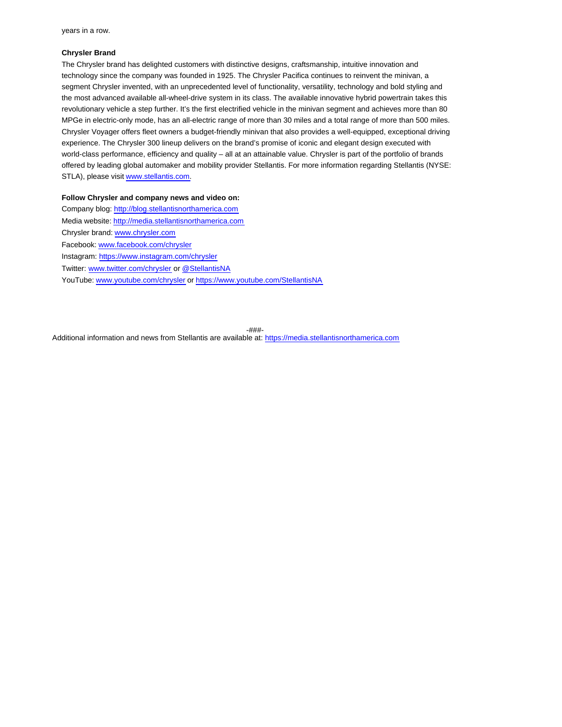years in a row.

**Chrysler Brand**

The Chrysler brand has delighted customers with distinctive designs, craftsmanship, intuitive innovation and technology since the company was founded in 1925. The Chrysler Pacifica continues to reinvent the minivan, a segment Chrysler invented, with an unprecedented level of functionality, versatility, technology and bold styling and the most advanced available all-wheel-drive system in its class. The available innovative hybrid powertrain takes this revolutionary vehicle a step further. It's the first electrified vehicle in the minivan segment and achieves more than 80 MPGe in electric-only mode, has an all-electric range of more than 30 miles and a total range of more than 500 miles. Chrysler Voyager offers fleet owners a budget-friendly minivan that also provides a well-equipped, exceptional driving experience. The Chrysler 300 lineup delivers on the brand's promise of iconic and elegant design executed with world-class performance, efficiency and quality – all at an attainable value. Chrysler is part of the portfolio of brands offered by leading global automaker and mobility provider Stellantis. For more information regarding Stellantis (NYSE: STLA), please visit www.stellantis.com.

**Follow Chrysler and company news and video on:**

Company blog: http://blog.stellantisnorthamerica.com
Media website: http://media.stellantisnorthamerica.com
Chrysler brand: www.chrysler.com
Facebook: www.facebook.com/chrysler
Instagram: https://www.instagram.com/chrysler
Twitter: www.twitter.com/chrysler or @StellantisNA
YouTube: www.youtube.com/chrysler or https://www.youtube.com/StellantisNA

-###-

Additional information and news from Stellantis are available at: https://media.stellantisnorthamerica.com